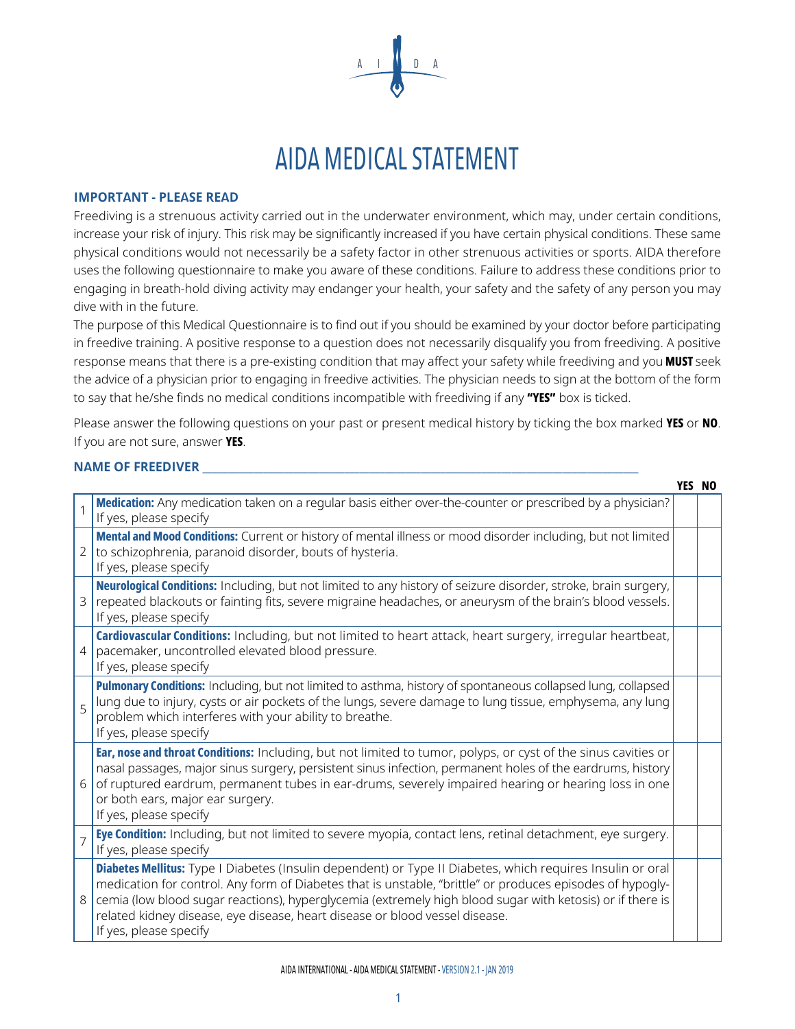# AIDA MEDICAL STATEMENT

### IMPORTANT - PLEASE READ

Freediving is a strenuous activity carried out in the underwater environment, which may, under certain conditions, increase your risk of injury. This risk may be significantly increased if you have certain physical conditions. These same physical conditions would not necessarily be a safety factor in other strenuous activities or sports. AIDA therefore uses the following questionnaire to make you aware of these conditions. Failure to address these conditions prior to engaging in breath-hold diving activity may endanger your health, your safety and the safety of any person you may dive with in the future.

The purpose of this Medical Questionnaire is to find out if you should be examined by your doctor before participating in freedive training. A positive response to a question does not necessarily disqualify you from freediving. A positive response means that there is a pre-existing condition that may affect your safety while freediving and you **MUST** seek the advice of a physician prior to engaging in freedive activities. The physician needs to sign at the bottom of the form to say that he/she finds no medical conditions incompatible with freediving if any **"YES"** box is ticked.

Please answer the following questions on your past or present medical history by ticking the box marked **YES** or **NO**. If you are not sure, answer **YES**.

**NAME OF FREEDIVER** ___________________________________________

| | | YES | NO |
|---|---|---|---|
| 1 | **Medication:** Any medication taken on a regular basis either over-the-counter or prescribed by a physician? If yes, please specify | | |
| 2 | **Mental and Mood Conditions:** Current or history of mental illness or mood disorder including, but not limited to schizophrenia, paranoid disorder, bouts of hysteria. If yes, please specify | | |
| 3 | **Neurological Conditions:** Including, but not limited to any history of seizure disorder, stroke, brain surgery, repeated blackouts or fainting fits, severe migraine headaches, or aneurysm of the brain's blood vessels. If yes, please specify | | |
| 4 | **Cardiovascular Conditions:** Including, but not limited to heart attack, heart surgery, irregular heartbeat, pacemaker, uncontrolled elevated blood pressure. If yes, please specify | | |
| 5 | **Pulmonary Conditions:** Including, but not limited to asthma, history of spontaneous collapsed lung, collapsed lung due to injury, cysts or air pockets of the lungs, severe damage to lung tissue, emphysema, any lung problem which interferes with your ability to breathe. If yes, please specify | | |
| 6 | **Ear, nose and throat Conditions:** Including, but not limited to tumor, polyps, or cyst of the sinus cavities or nasal passages, major sinus surgery, persistent sinus infection, permanent holes of the eardrums, history of ruptured eardrum, permanent tubes in ear-drums, severely impaired hearing or hearing loss in one or both ears, major ear surgery. If yes, please specify | | |
| 7 | **Eye Condition:** Including, but not limited to severe myopia, contact lens, retinal detachment, eye surgery. If yes, please specify | | |
| 8 | **Diabetes Mellitus:** Type I Diabetes (Insulin dependent) or Type II Diabetes, which requires Insulin or oral medication for control. Any form of Diabetes that is unstable, "brittle" or produces episodes of hypoglycemia (low blood sugar reactions), hyperglycemia (extremely high blood sugar with ketosis) or if there is related kidney disease, eye disease, heart disease or blood vessel disease. If yes, please specify | | |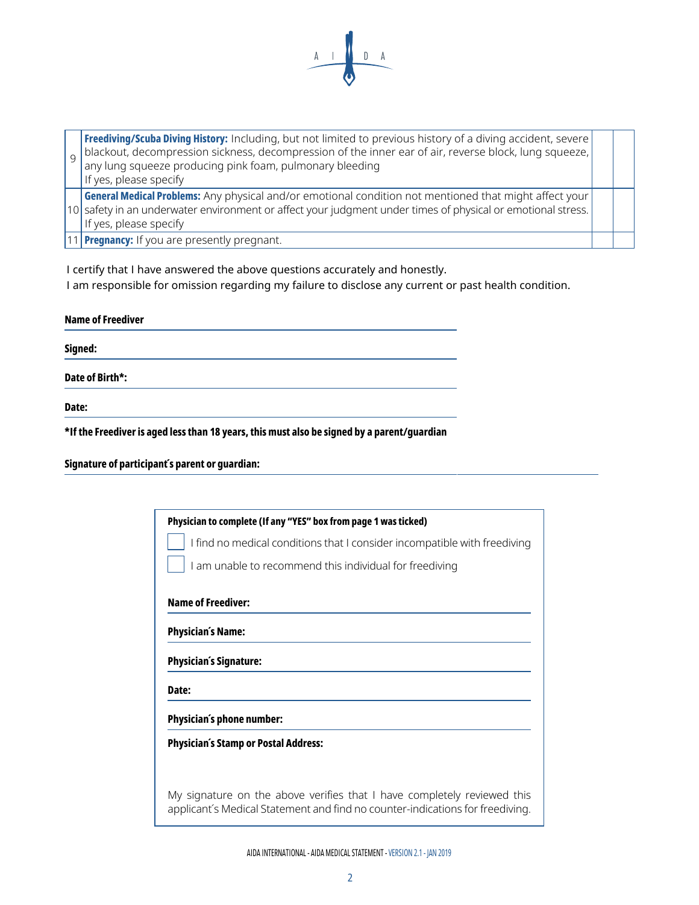| | | | |
|---|---|---|---|
| 9 | **Freediving/Scuba Diving History:** Including, but not limited to previous history of a diving accident, severe blackout, decompression sickness, decompression of the inner ear of air, reverse block, lung squeeze, any lung squeeze producing pink foam, pulmonary bleeding<br>If yes, please specify | | |
| 10 | **General Medical Problems:** Any physical and/or emotional condition not mentioned that might affect your safety in an underwater environment or affect your judgment under times of physical or emotional stress.<br>If yes, please specify | | |
| 11 | **Pregnancy:** If you are presently pregnant. | | |

I certify that I have answered the above questions accurately and honestly.
I am responsible for omission regarding my failure to disclose any current or past health condition.

**Name of Freediver**

**Signed:**

**Date of Birth*:**

**Date:**

***If the Freediver is aged less than 18 years, this must also be signed by a parent/guardian**

**Signature of participant´s parent or guardian:**

**Physician to complete (If any "YES" box from page 1 was ticked)**

- ☐ I find no medical conditions that I consider incompatible with freediving
- ☐ I am unable to recommend this individual for freediving

**Name of Freediver:**

**Physician´s Name:**

**Physician´s Signature:**

**Date:**

**Physician´s phone number:**

**Physician´s Stamp or Postal Address:**

My signature on the above verifies that I have completely reviewed this applicant´s Medical Statement and find no counter-indications for freediving.